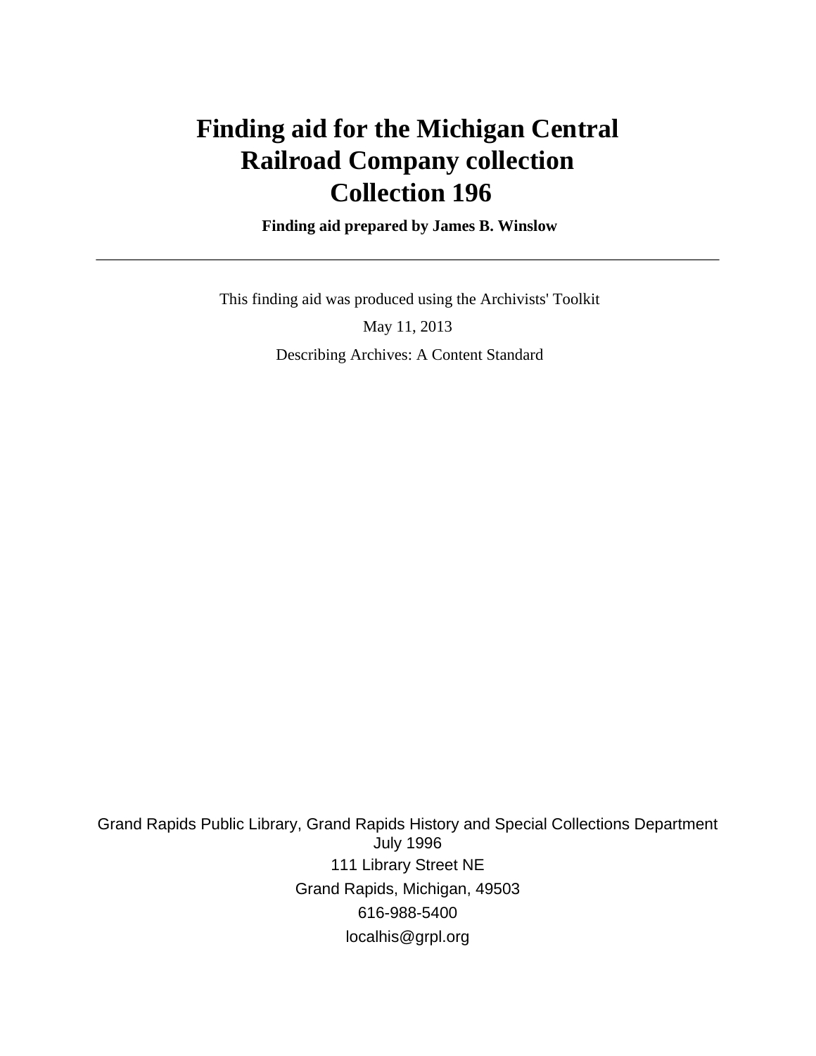# Finding aid for the Michigan Central Railroad Company collection Collection 196

**Finding aid prepared by James B. Winslow**

---

This finding aid was produced using the Archivists' Toolkit

May 11, 2013

Describing Archives: A Content Standard

Grand Rapids Public Library, Grand Rapids History and Special Collections Department
July 1996
111 Library Street NE
Grand Rapids, Michigan, 49503
616-988-5400
localhis@grpl.org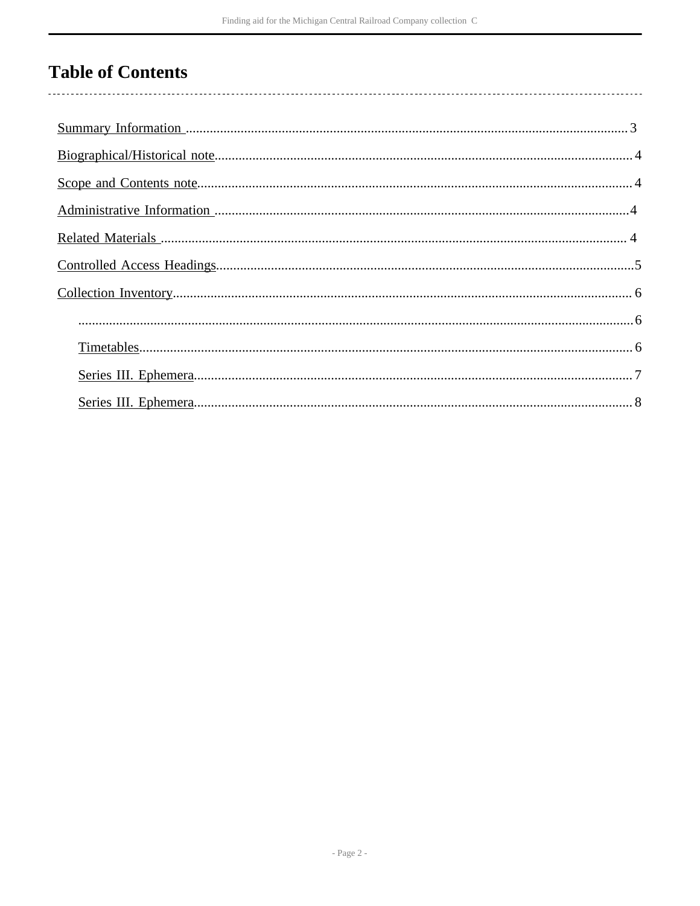# Table of Contents

- Summary Information ........ 3
- Biographical/Historical note ........ 4
- Scope and Contents note ........ 4
- Administrative Information ........ 4
- Related Materials ........ 4
- Controlled Access Headings ........ 5
- Collection Inventory ........ 6
    - ........ 6
    - Timetables ........ 6
    - Series III. Ephemera ........ 7
    - Series III. Ephemera ........ 8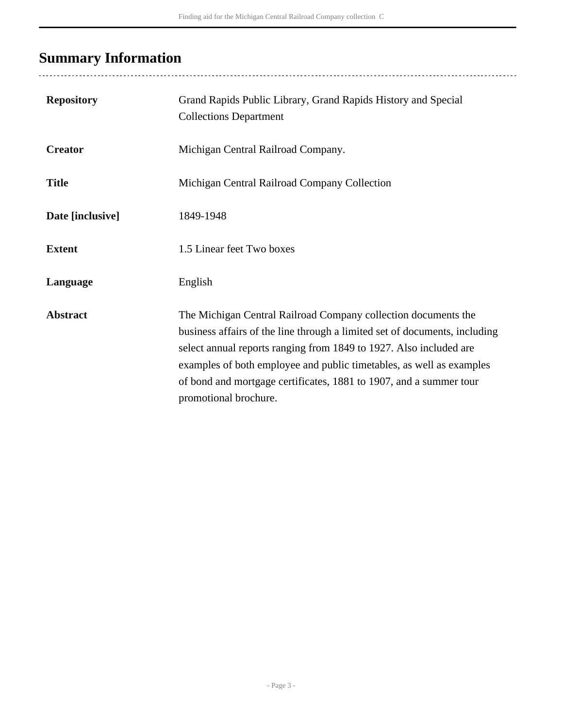## Summary Information

| | |
|---|---|
| **Repository** | Grand Rapids Public Library, Grand Rapids History and Special Collections Department |
| **Creator** | Michigan Central Railroad Company. |
| **Title** | Michigan Central Railroad Company Collection |
| **Date [inclusive]** | 1849-1948 |
| **Extent** | 1.5 Linear feet Two boxes |
| **Language** | English |
| **Abstract** | The Michigan Central Railroad Company collection documents the business affairs of the line through a limited set of documents, including select annual reports ranging from 1849 to 1927. Also included are examples of both employee and public timetables, as well as examples of bond and mortgage certificates, 1881 to 1907, and a summer tour promotional brochure. |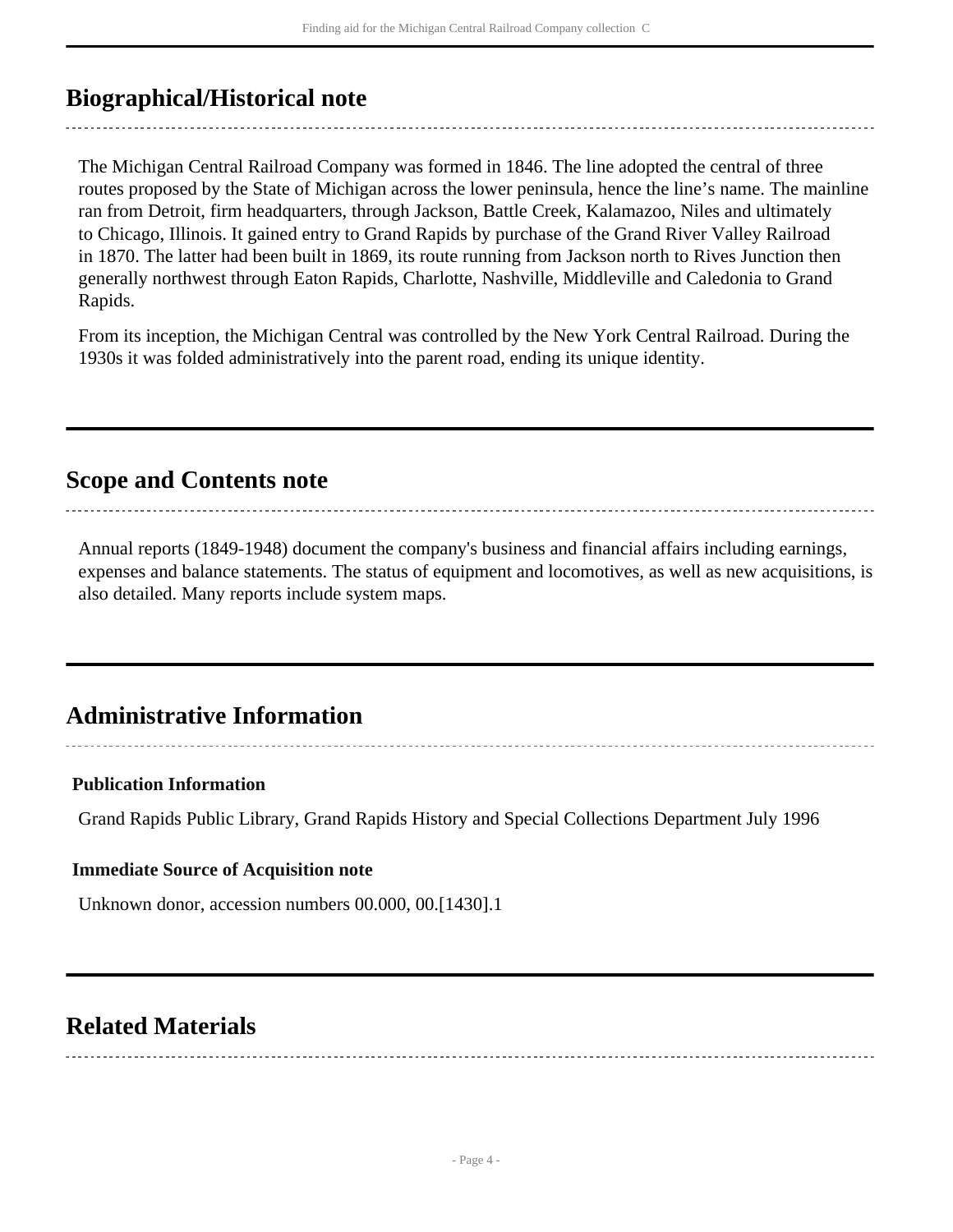## Biographical/Historical note

The Michigan Central Railroad Company was formed in 1846. The line adopted the central of three routes proposed by the State of Michigan across the lower peninsula, hence the line's name. The mainline ran from Detroit, firm headquarters, through Jackson, Battle Creek, Kalamazoo, Niles and ultimately to Chicago, Illinois. It gained entry to Grand Rapids by purchase of the Grand River Valley Railroad in 1870. The latter had been built in 1869, its route running from Jackson north to Rives Junction then generally northwest through Eaton Rapids, Charlotte, Nashville, Middleville and Caledonia to Grand Rapids.

From its inception, the Michigan Central was controlled by the New York Central Railroad. During the 1930s it was folded administratively into the parent road, ending its unique identity.

## Scope and Contents note

Annual reports (1849-1948) document the company's business and financial affairs including earnings, expenses and balance statements. The status of equipment and locomotives, as well as new acquisitions, is also detailed. Many reports include system maps.

## Administrative Information

### Publication Information

Grand Rapids Public Library, Grand Rapids History and Special Collections Department July 1996

### Immediate Source of Acquisition note

Unknown donor, accession numbers 00.000, 00.[1430].1

## Related Materials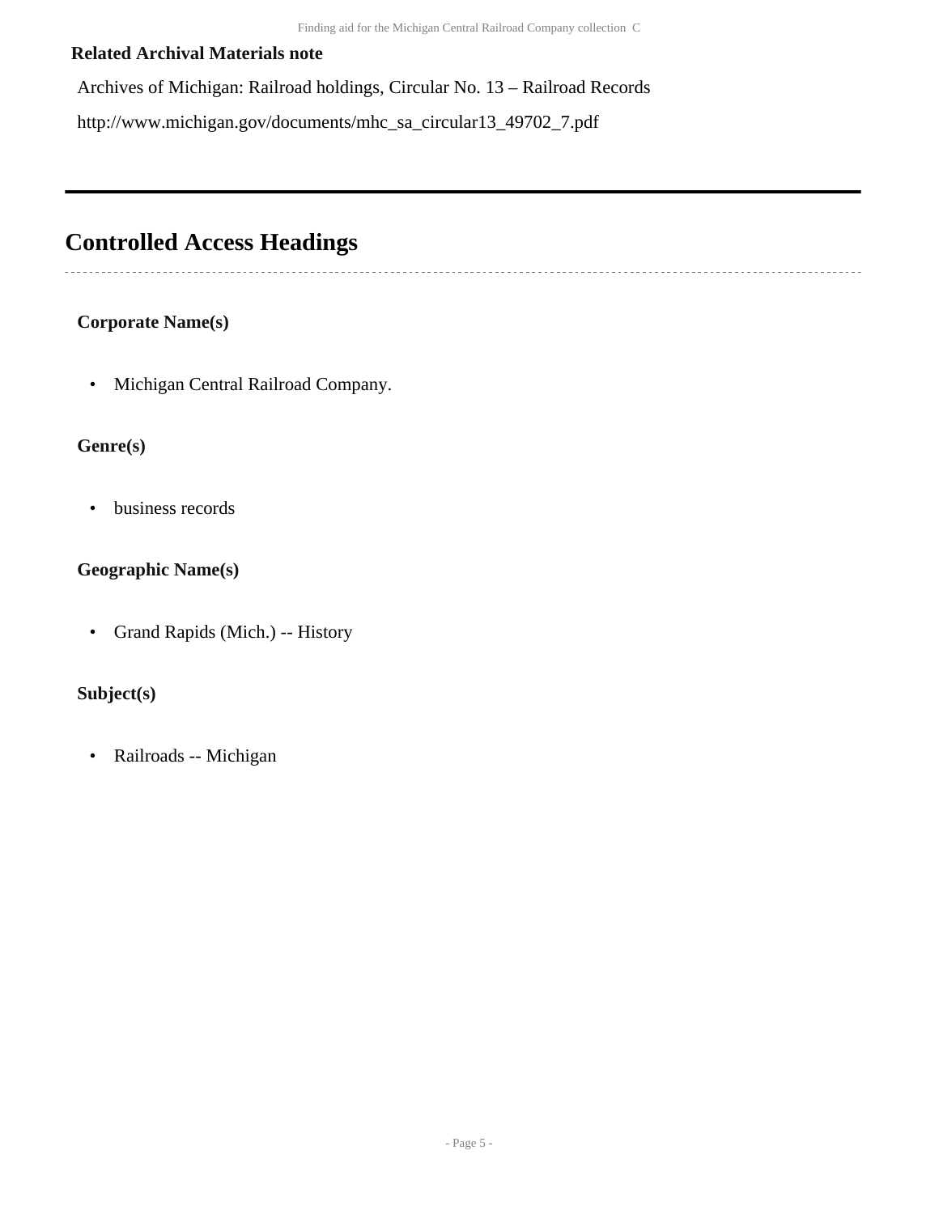**Related Archival Materials note**

Archives of Michigan: Railroad holdings, Circular No. 13 – Railroad Records

http://www.michigan.gov/documents/mhc_sa_circular13_49702_7.pdf

---

## Controlled Access Headings

**Corporate Name(s)**

- Michigan Central Railroad Company.

**Genre(s)**

- business records

**Geographic Name(s)**

- Grand Rapids (Mich.) -- History

**Subject(s)**

- Railroads -- Michigan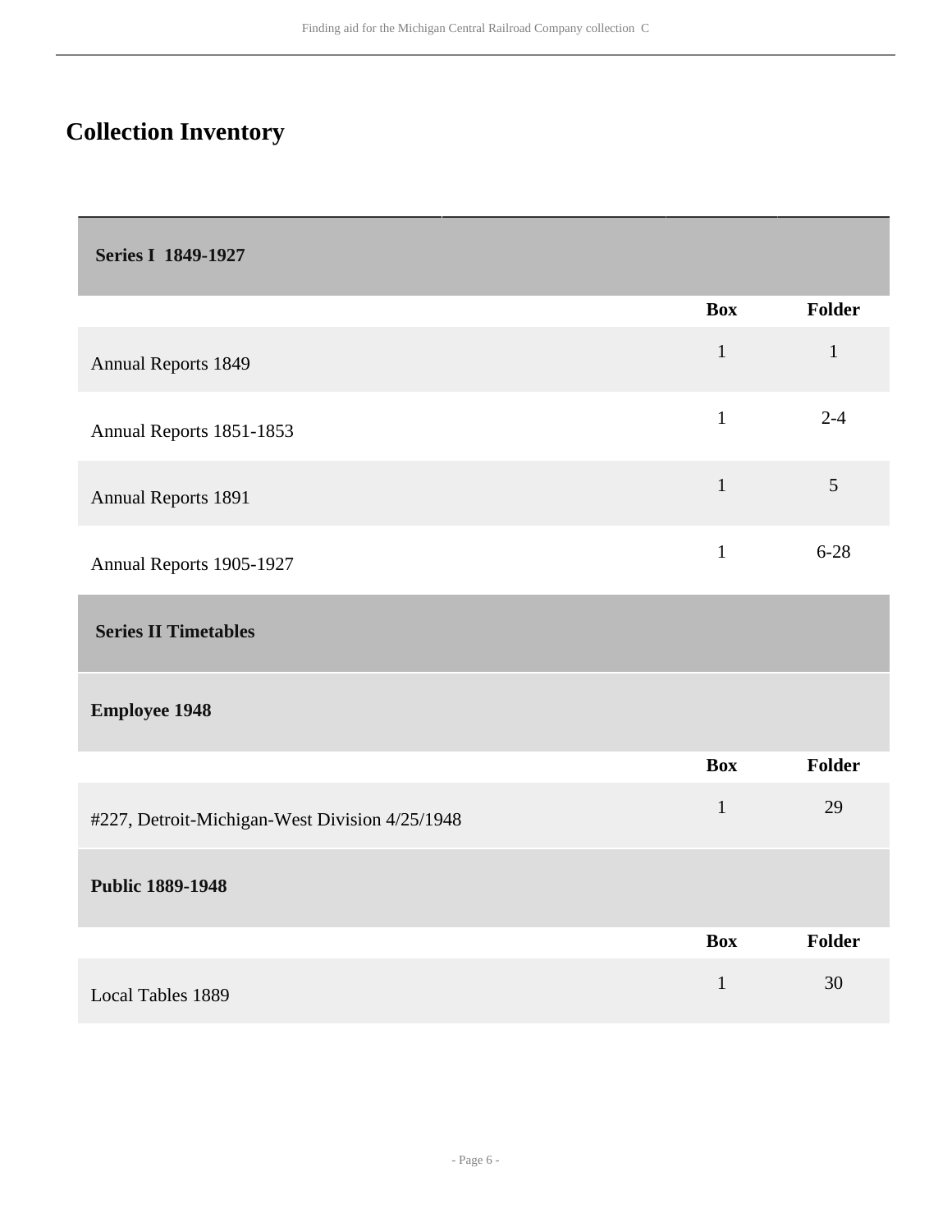## Collection Inventory

### Series I 1849-1927

| | Box | Folder |
|---|---|---|
| Annual Reports 1849 | 1 | 1 |
| Annual Reports 1851-1853 | 1 | 2-4 |
| Annual Reports 1891 | 1 | 5 |
| Annual Reports 1905-1927 | 1 | 6-28 |

### Series II Timetables

#### Employee 1948

| | Box | Folder |
|---|---|---|
| #227, Detroit-Michigan-West Division 4/25/1948 | 1 | 29 |

#### Public 1889-1948

| | Box | Folder |
|---|---|---|
| Local Tables 1889 | 1 | 30 |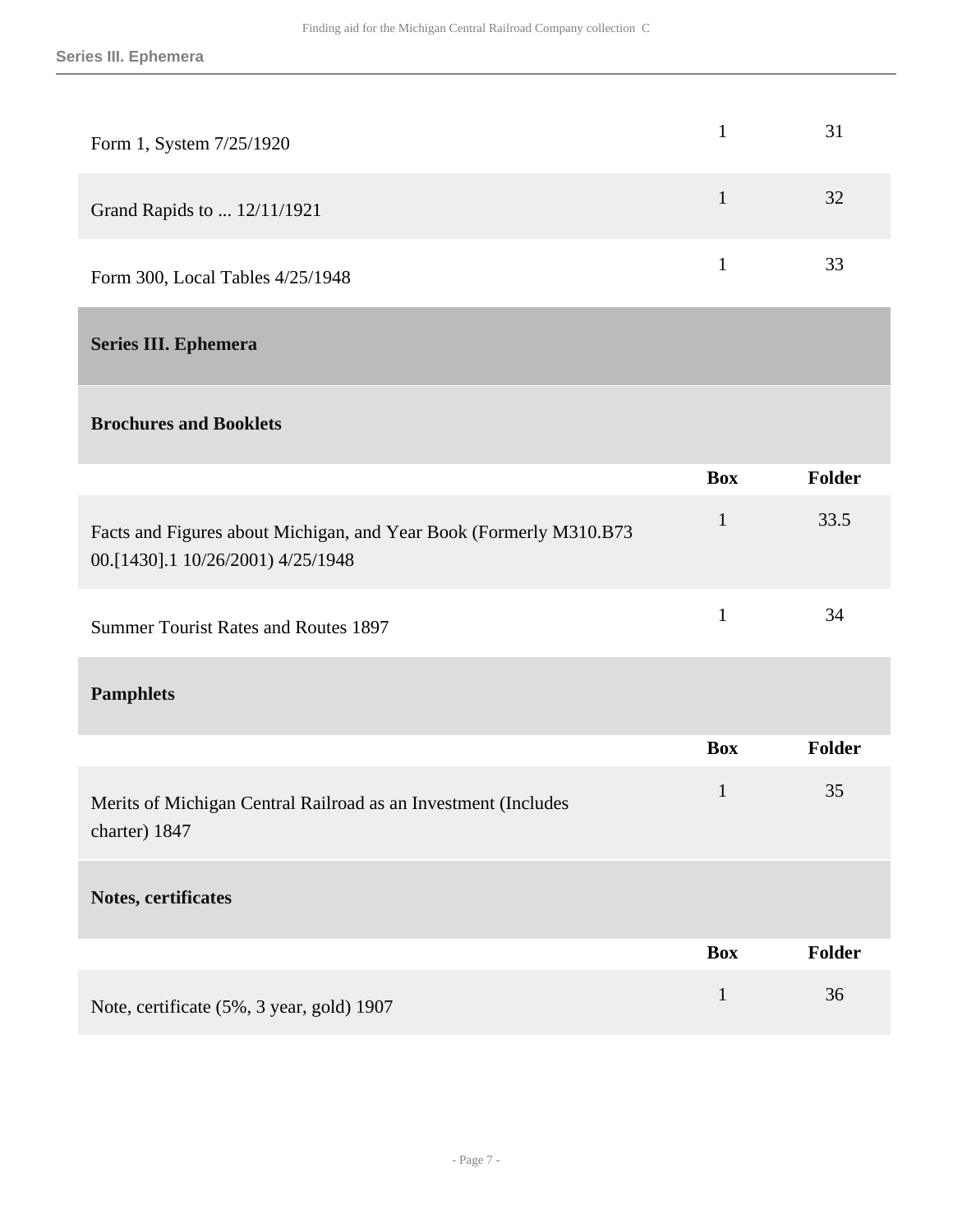| | Box | Folder |
|---|---|---|
| Form 1, System 7/25/1920 | 1 | 31 |
| Grand Rapids to ... 12/11/1921 | 1 | 32 |
| Form 300, Local Tables 4/25/1948 | 1 | 33 |

## Series III. Ephemera

### Brochures and Booklets

| | Box | Folder |
|---|---|---|
| Facts and Figures about Michigan, and Year Book (Formerly M310.B73 00.[1430].1 10/26/2001) 4/25/1948 | 1 | 33.5 |
| Summer Tourist Rates and Routes 1897 | 1 | 34 |

### Pamphlets

| | Box | Folder |
|---|---|---|
| Merits of Michigan Central Railroad as an Investment (Includes charter) 1847 | 1 | 35 |

### Notes, certificates

| | Box | Folder |
|---|---|---|
| Note, certificate (5%, 3 year, gold) 1907 | 1 | 36 |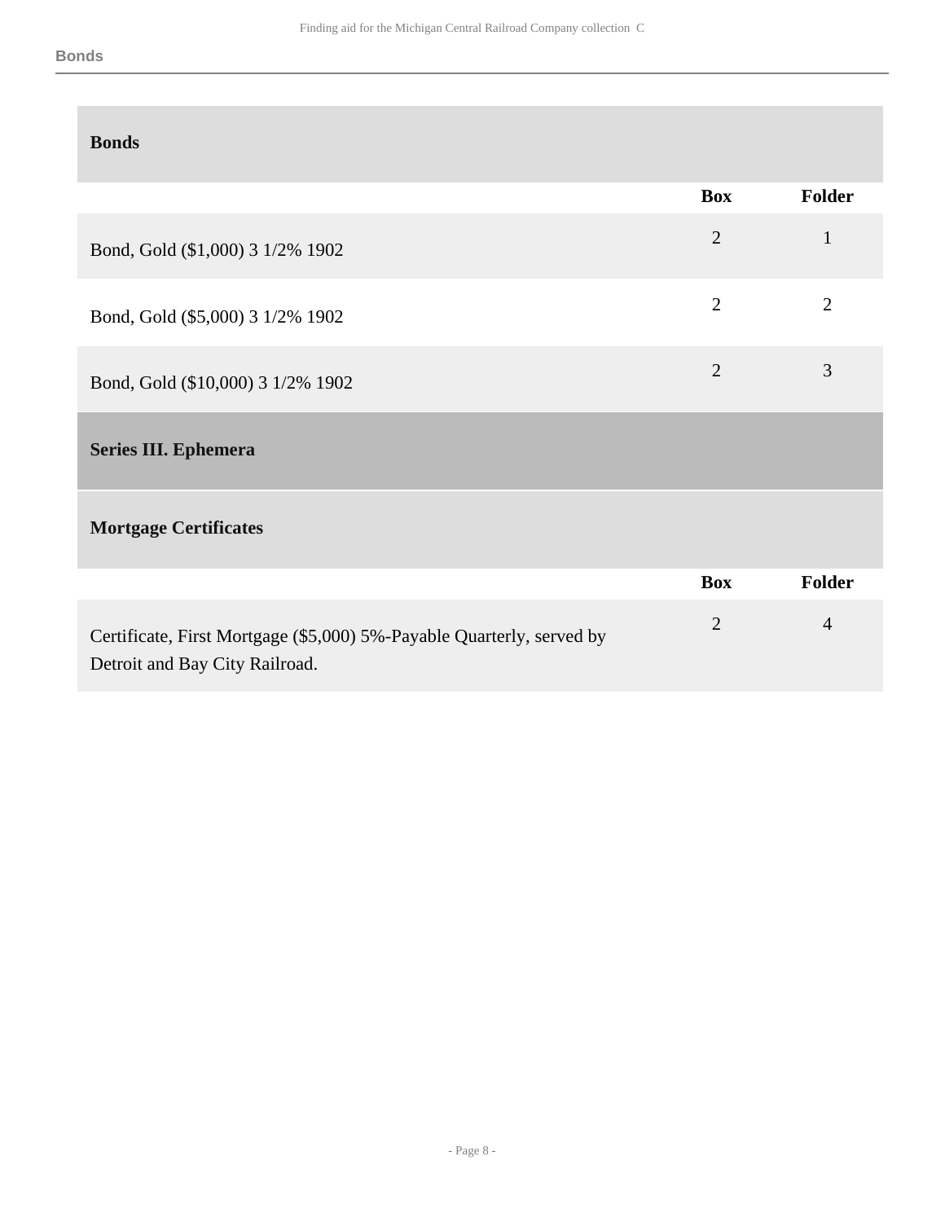### Bonds

| | Box | Folder |
|---|---|---|
| Bond, Gold ($1,000) 3 1/2% 1902 | 2 | 1 |
| Bond, Gold ($5,000) 3 1/2% 1902 | 2 | 2 |
| Bond, Gold ($10,000) 3 1/2% 1902 | 2 | 3 |

## Series III. Ephemera

### Mortgage Certificates

| | Box | Folder |
|---|---|---|
| Certificate, First Mortgage ($5,000) 5%-Payable Quarterly, served by Detroit and Bay City Railroad. | 2 | 4 |